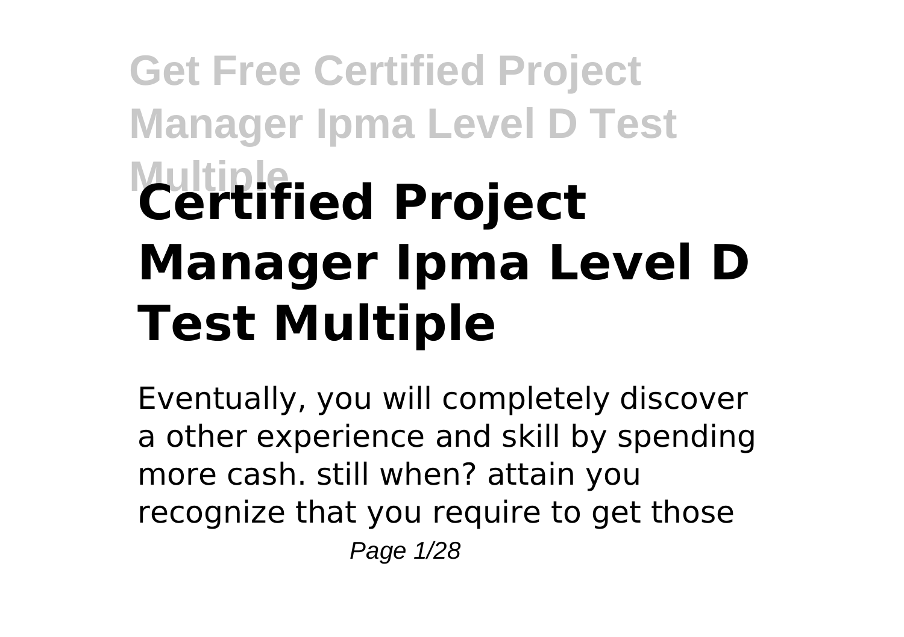# Certified Project Manager Ipma Level D Test Multiple

Eventually, you will completely discover a other experience and skill by spending more cash. still when? attain you recognize that you require to get those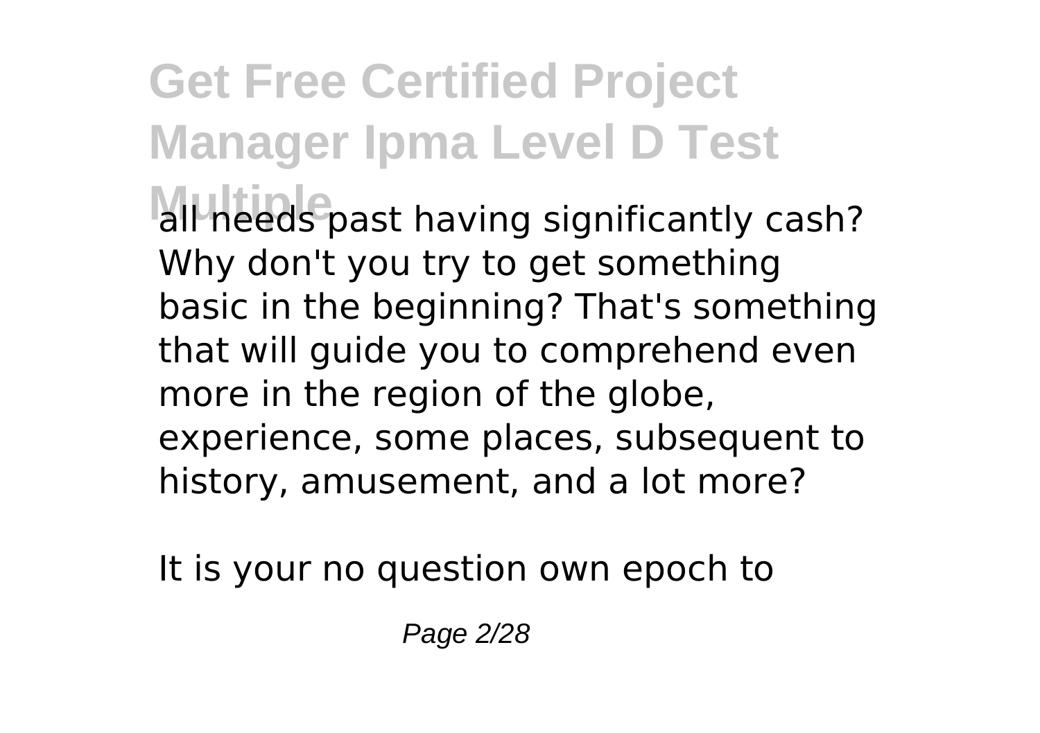all needs past having significantly cash? Why don't you try to get something basic in the beginning? That's something that will guide you to comprehend even more in the region of the globe, experience, some places, subsequent to history, amusement, and a lot more?

It is your no question own epoch to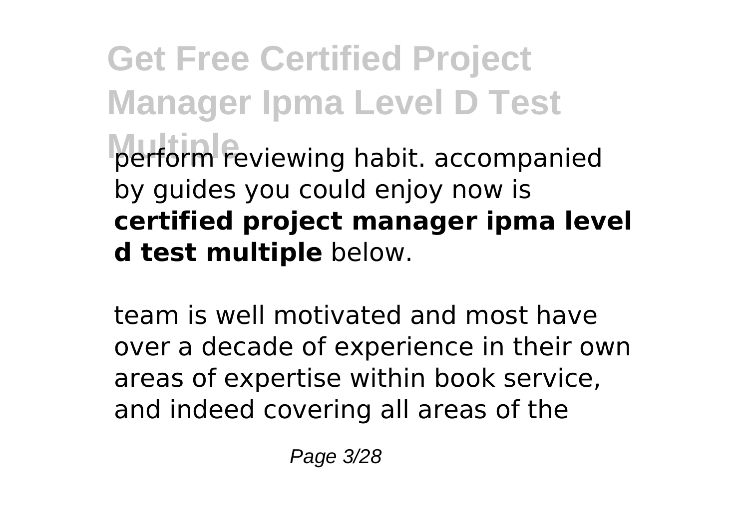perform reviewing habit. accompanied by guides you could enjoy now is **certified project manager ipma level d test multiple** below.

team is well motivated and most have over a decade of experience in their own areas of expertise within book service, and indeed covering all areas of the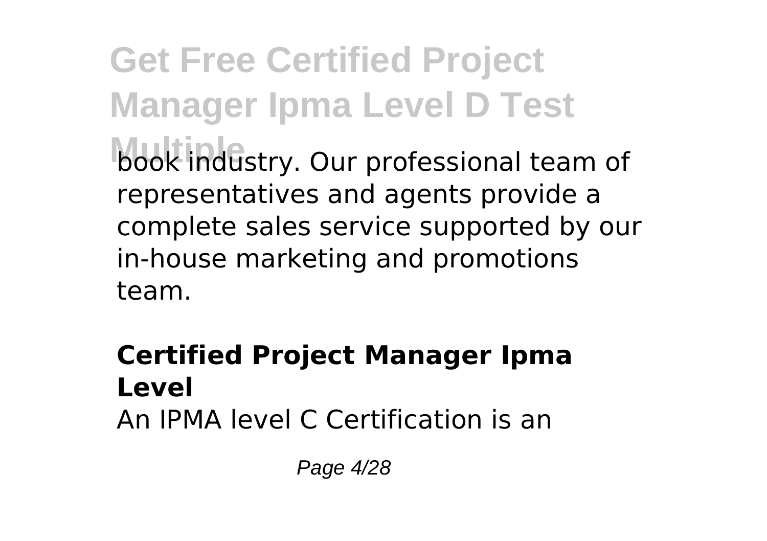book industry. Our professional team of representatives and agents provide a complete sales service supported by our in-house marketing and promotions team.

## Certified Project Manager Ipma Level

An IPMA level C Certification is an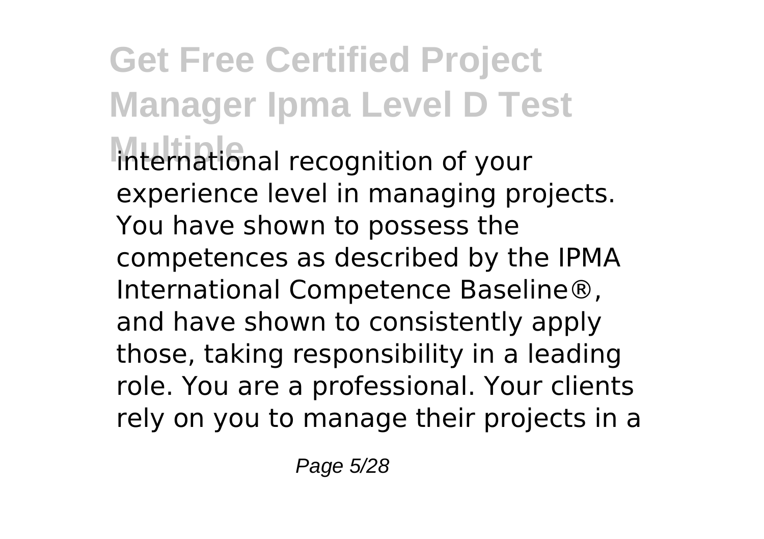international recognition of your experience level in managing projects. You have shown to possess the competences as described by the IPMA International Competence Baseline®, and have shown to consistently apply those, taking responsibility in a leading role. You are a professional. Your clients rely on you to manage their projects in a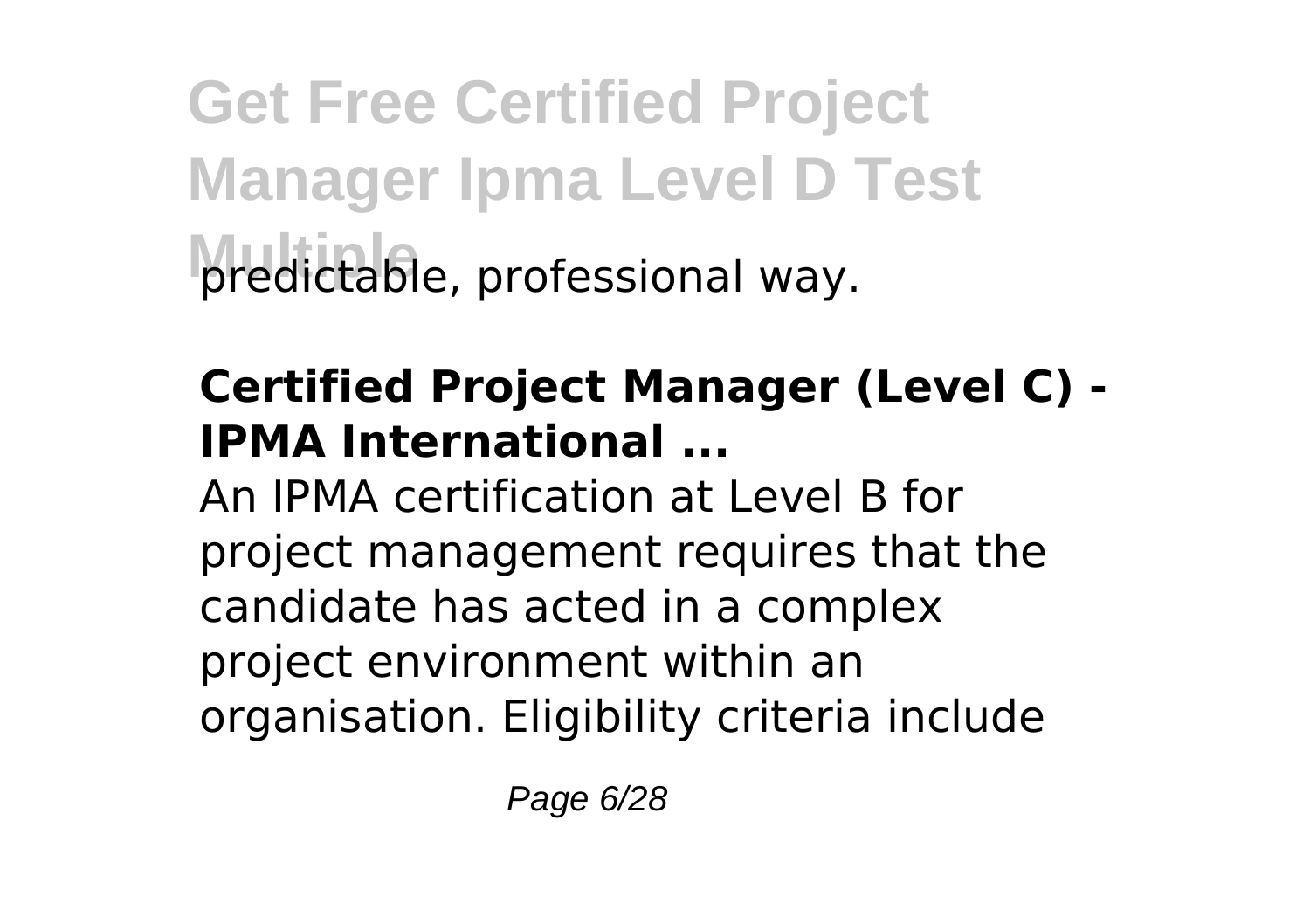predictable, professional way.

**Certified Project Manager (Level C) - IPMA International ...**

An IPMA certification at Level B for project management requires that the candidate has acted in a complex project environment within an organisation. Eligibility criteria include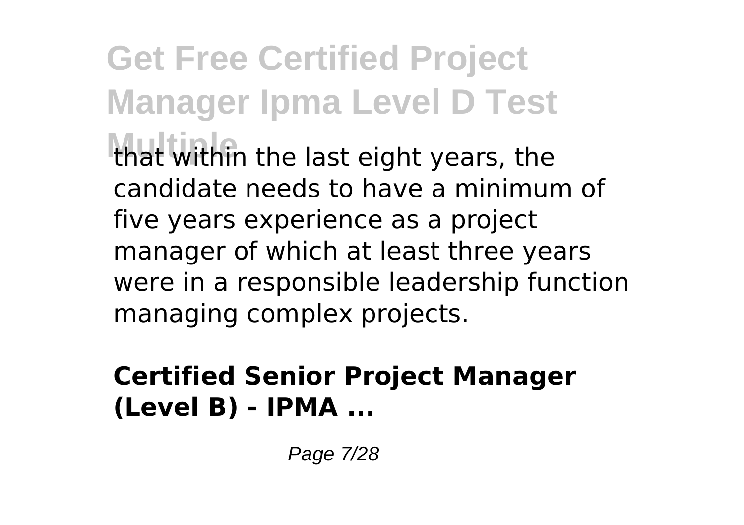that within the last eight years, the candidate needs to have a minimum of five years experience as a project manager of which at least three years were in a responsible leadership function managing complex projects.

**Certified Senior Project Manager (Level B) - IPMA ...**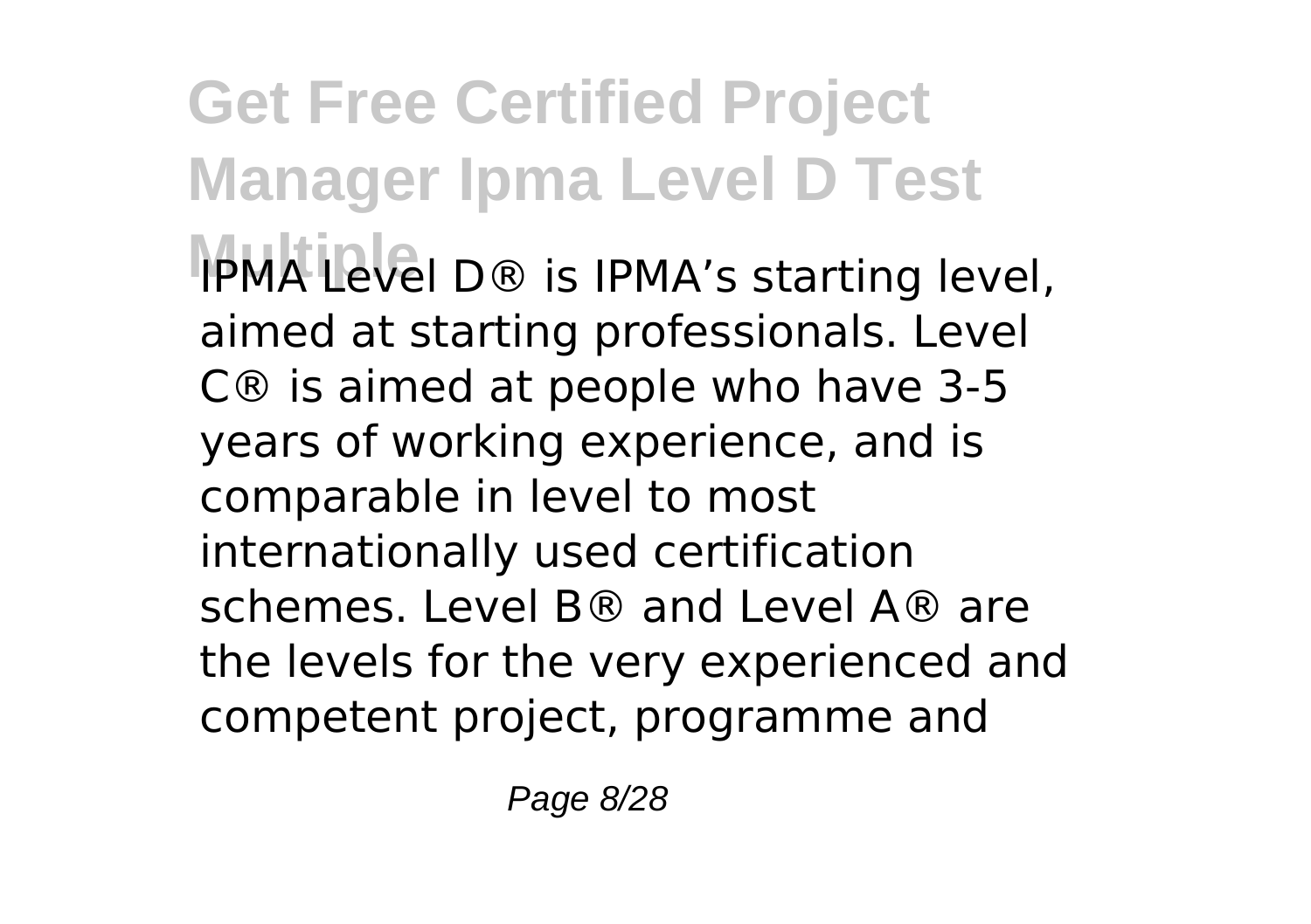IPMA Level D® is IPMA's starting level, aimed at starting professionals. Level C® is aimed at people who have 3-5 years of working experience, and is comparable in level to most internationally used certification schemes. Level B® and Level A® are the levels for the very experienced and competent project, programme and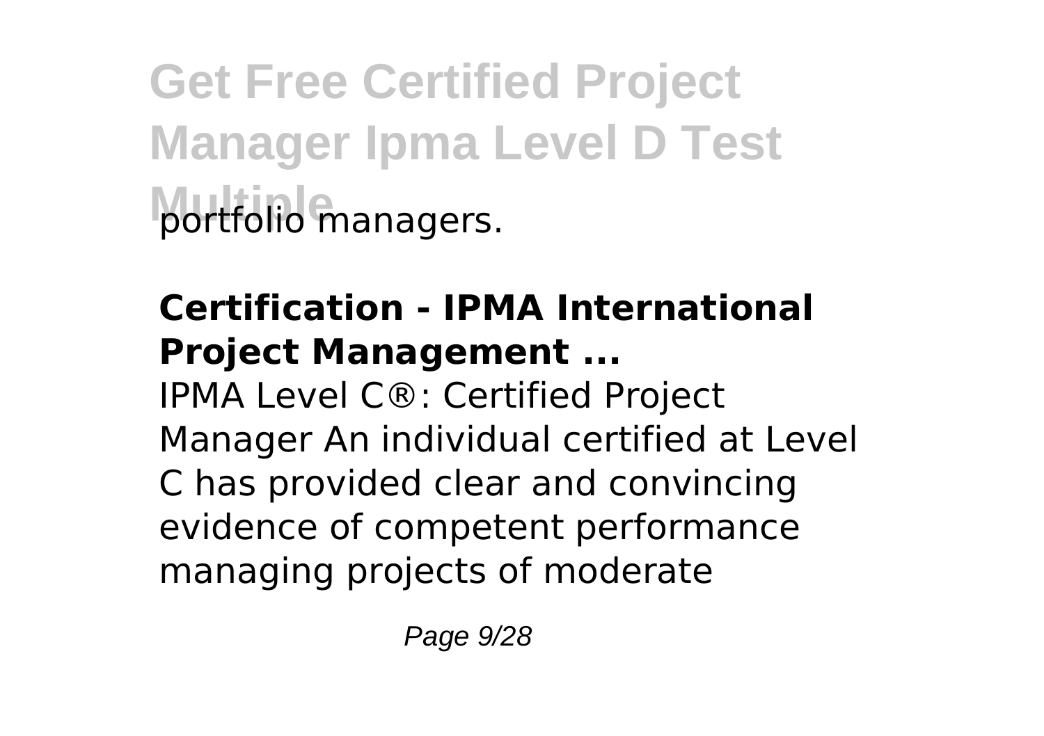portfolio managers.

**Certification - IPMA International Project Management ...**

IPMA Level C®: Certified Project Manager An individual certified at Level C has provided clear and convincing evidence of competent performance managing projects of moderate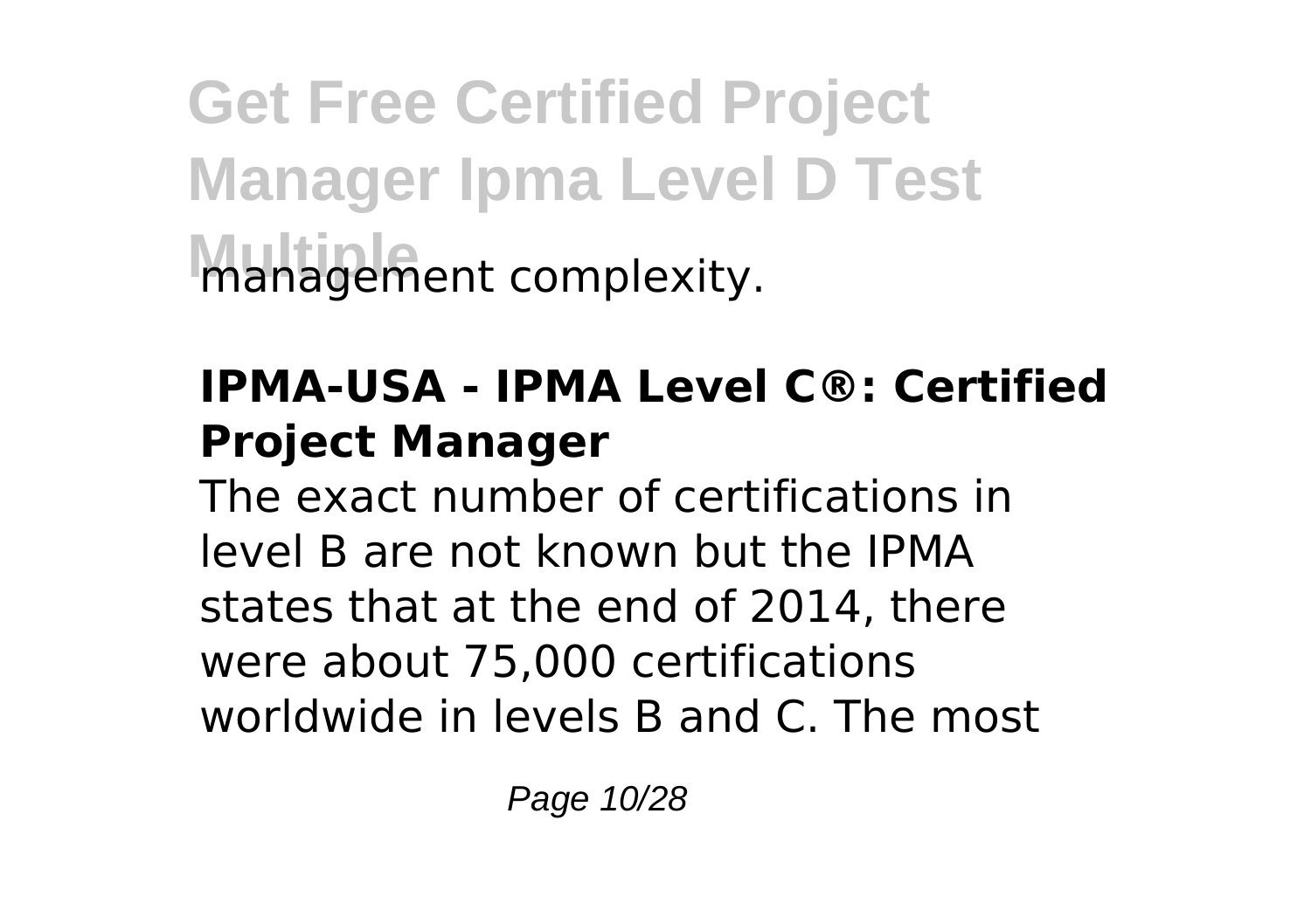management complexity.

## IPMA-USA - IPMA Level C®: Certified Project Manager

The exact number of certifications in level B are not known but the IPMA states that at the end of 2014, there were about 75,000 certifications worldwide in levels B and C. The most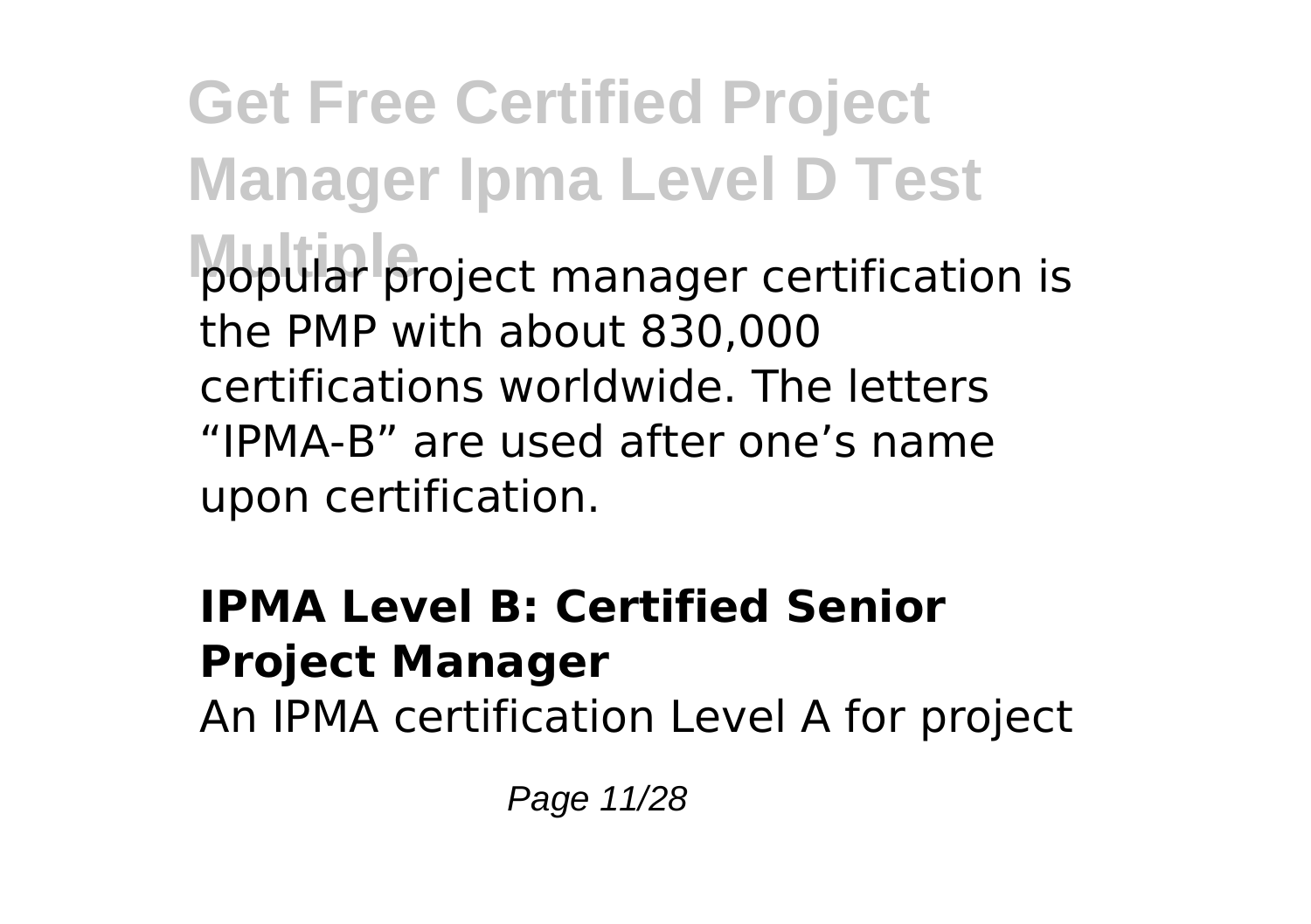popular project manager certification is the PMP with about 830,000 certifications worldwide. The letters “IPMA-B” are used after one’s name upon certification.

**IPMA Level B: Certified Senior Project Manager**

An IPMA certification Level A for project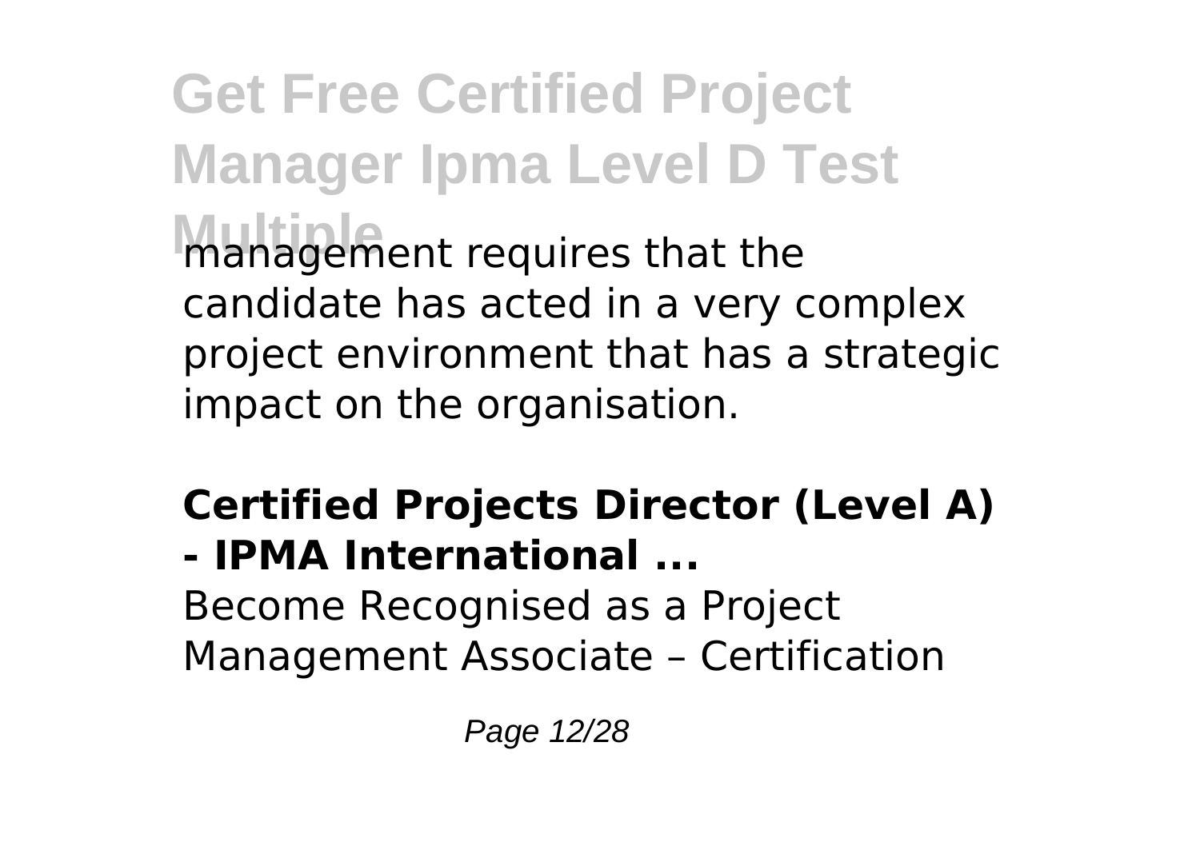management requires that the candidate has acted in a very complex project environment that has a strategic impact on the organisation.

**Certified Projects Director (Level A) - IPMA International ...**

Become Recognised as a Project Management Associate – Certification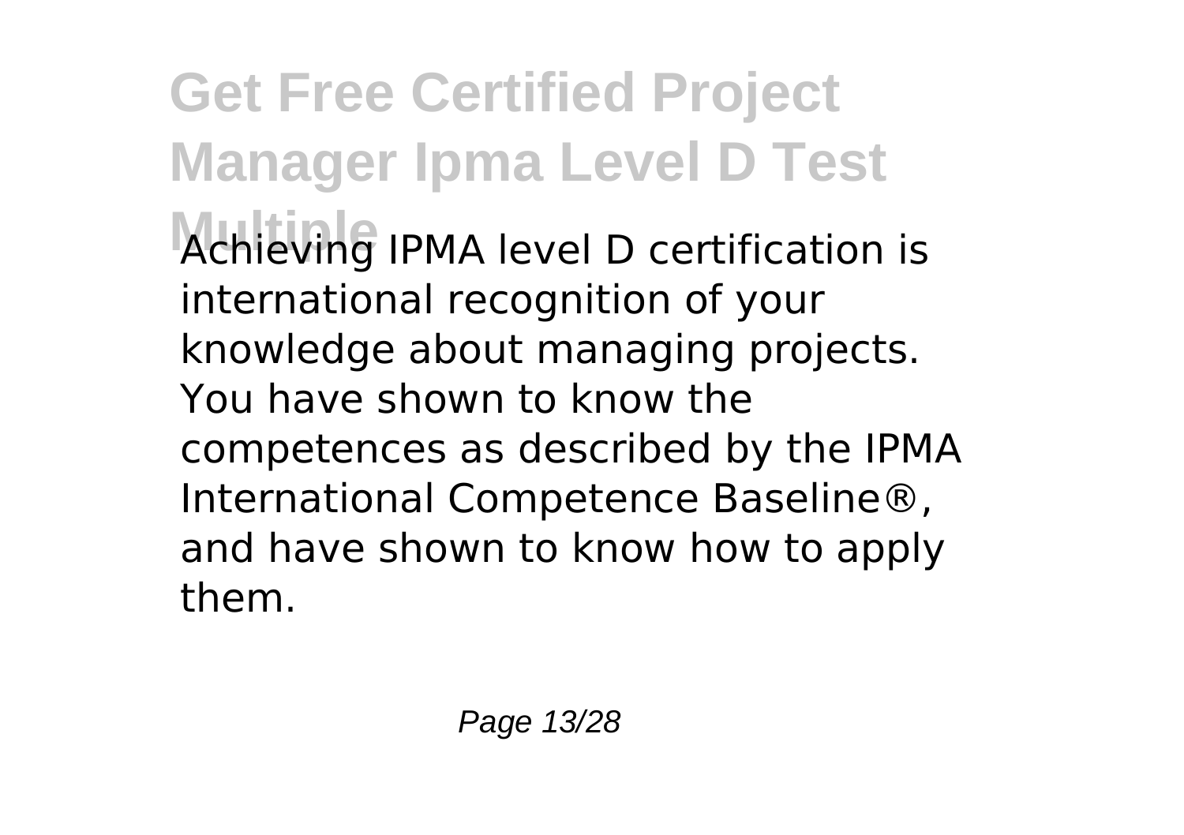Achieving IPMA level D certification is international recognition of your knowledge about managing projects. You have shown to know the competences as described by the IPMA International Competence Baseline®, and have shown to know how to apply them.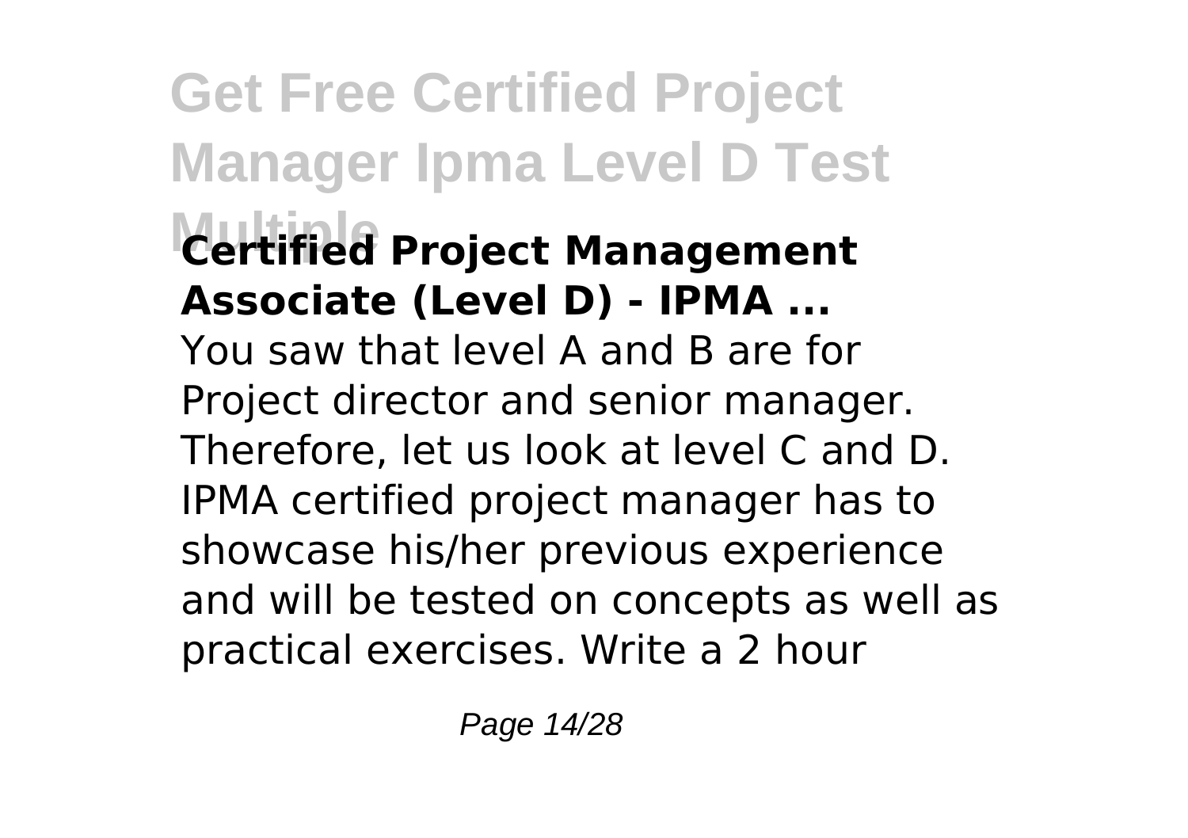**Certified Project Management Associate (Level D) - IPMA ...**

You saw that level A and B are for Project director and senior manager. Therefore, let us look at level C and D. IPMA certified project manager has to showcase his/her previous experience and will be tested on concepts as well as practical exercises. Write a 2 hour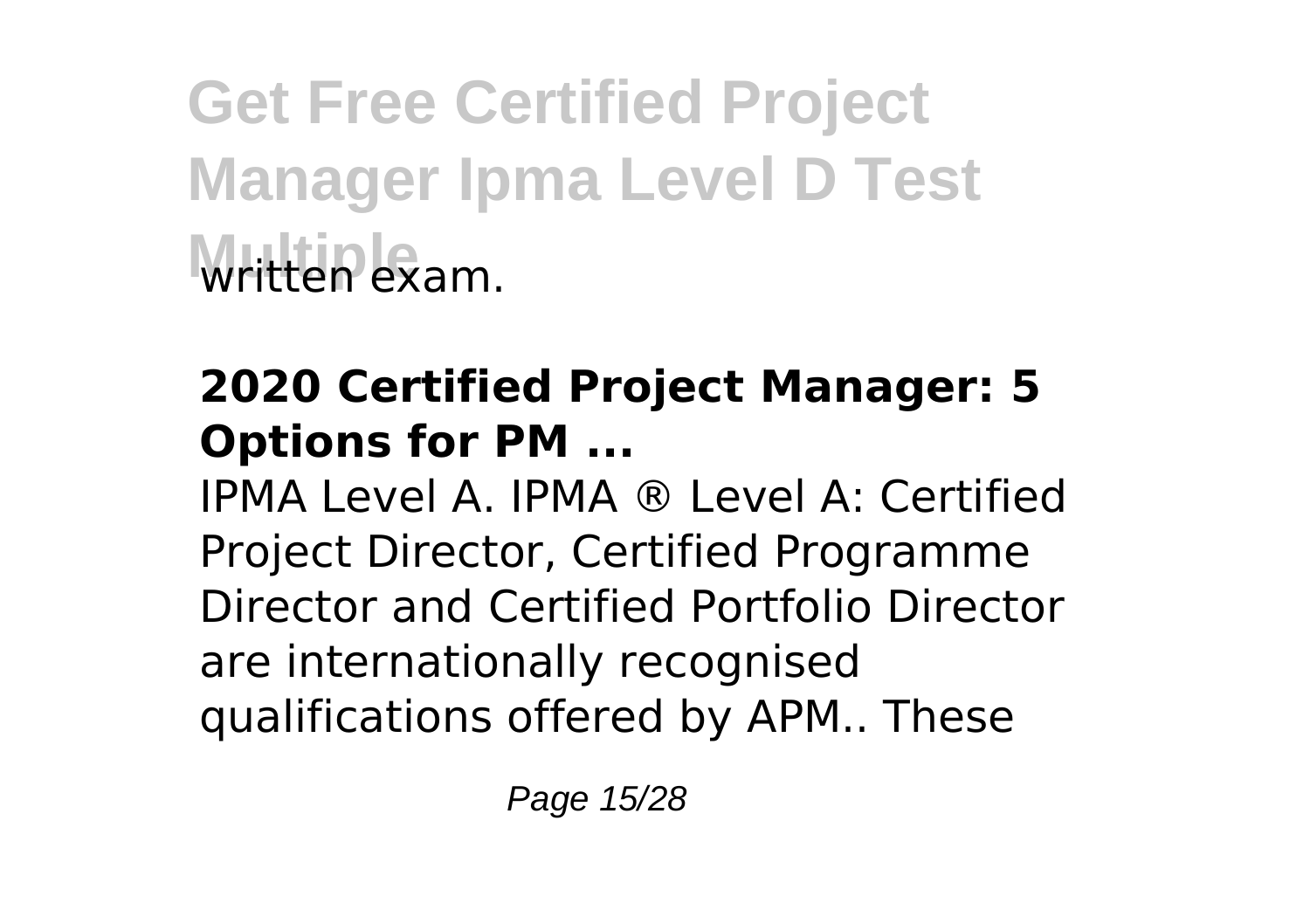written exam.

**2020 Certified Project Manager: 5 Options for PM ...**

IPMA Level A. IPMA ® Level A: Certified Project Director, Certified Programme Director and Certified Portfolio Director are internationally recognised qualifications offered by APM.. These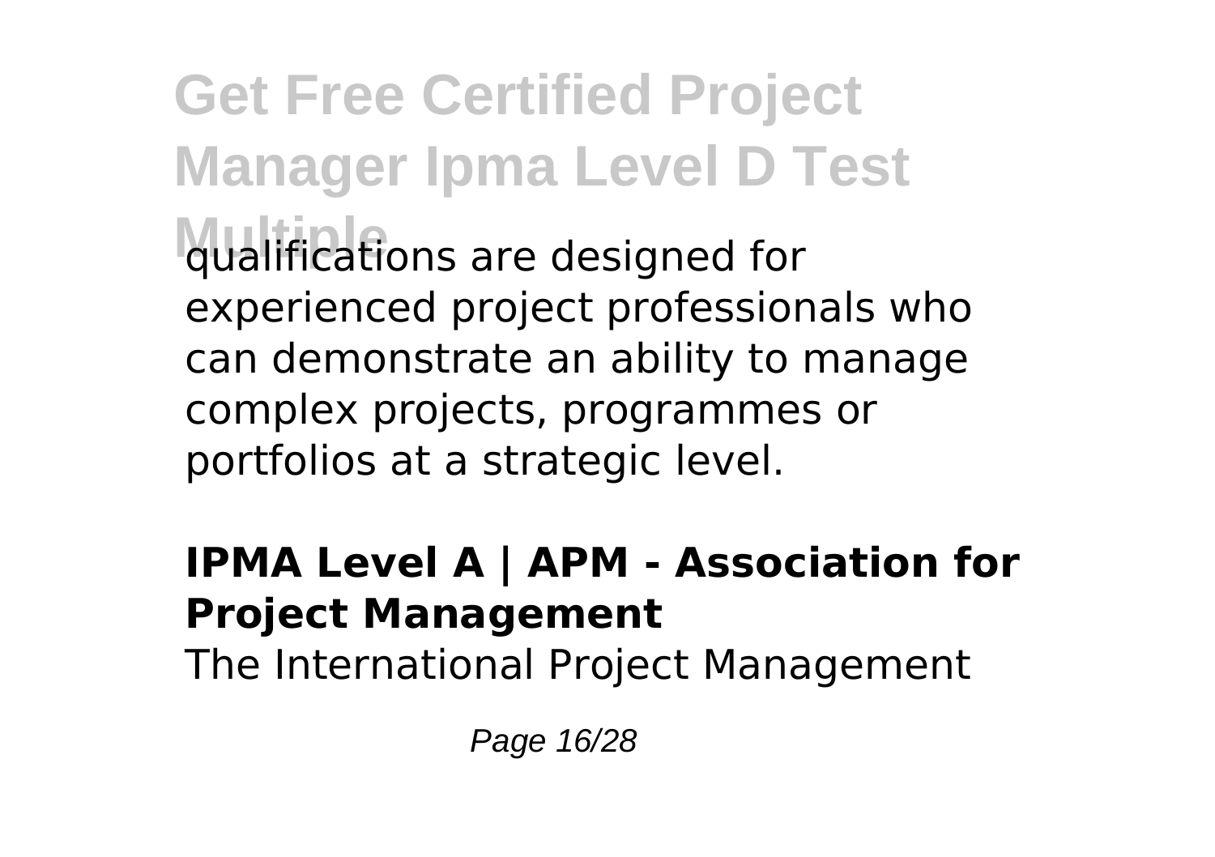qualifications are designed for experienced project professionals who can demonstrate an ability to manage complex projects, programmes or portfolios at a strategic level.

**IPMA Level A | APM - Association for Project Management**

The International Project Management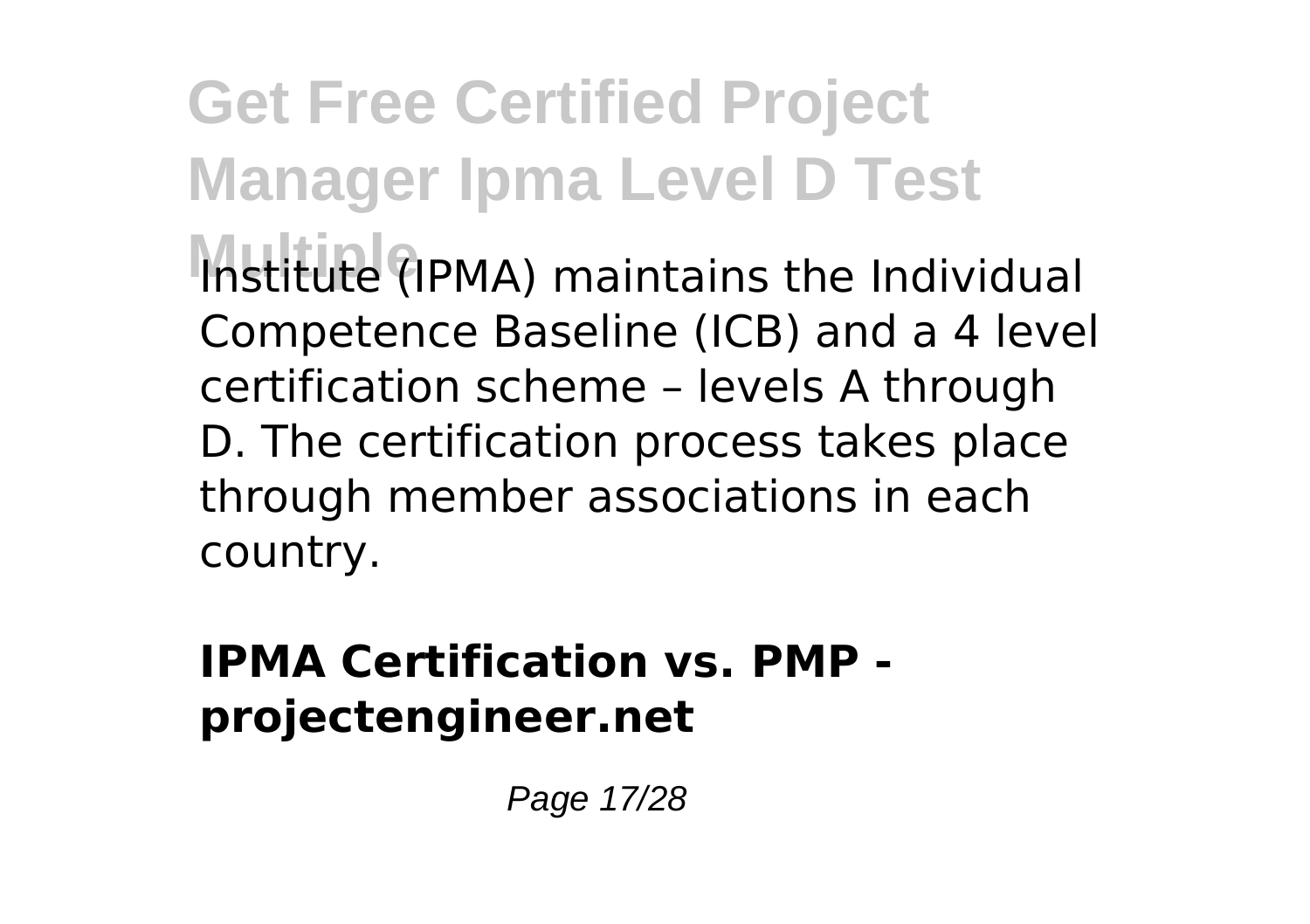Institute (IPMA) maintains the Individual Competence Baseline (ICB) and a 4 level certification scheme – levels A through D. The certification process takes place through member associations in each country.

**IPMA Certification vs. PMP - projectengineer.net**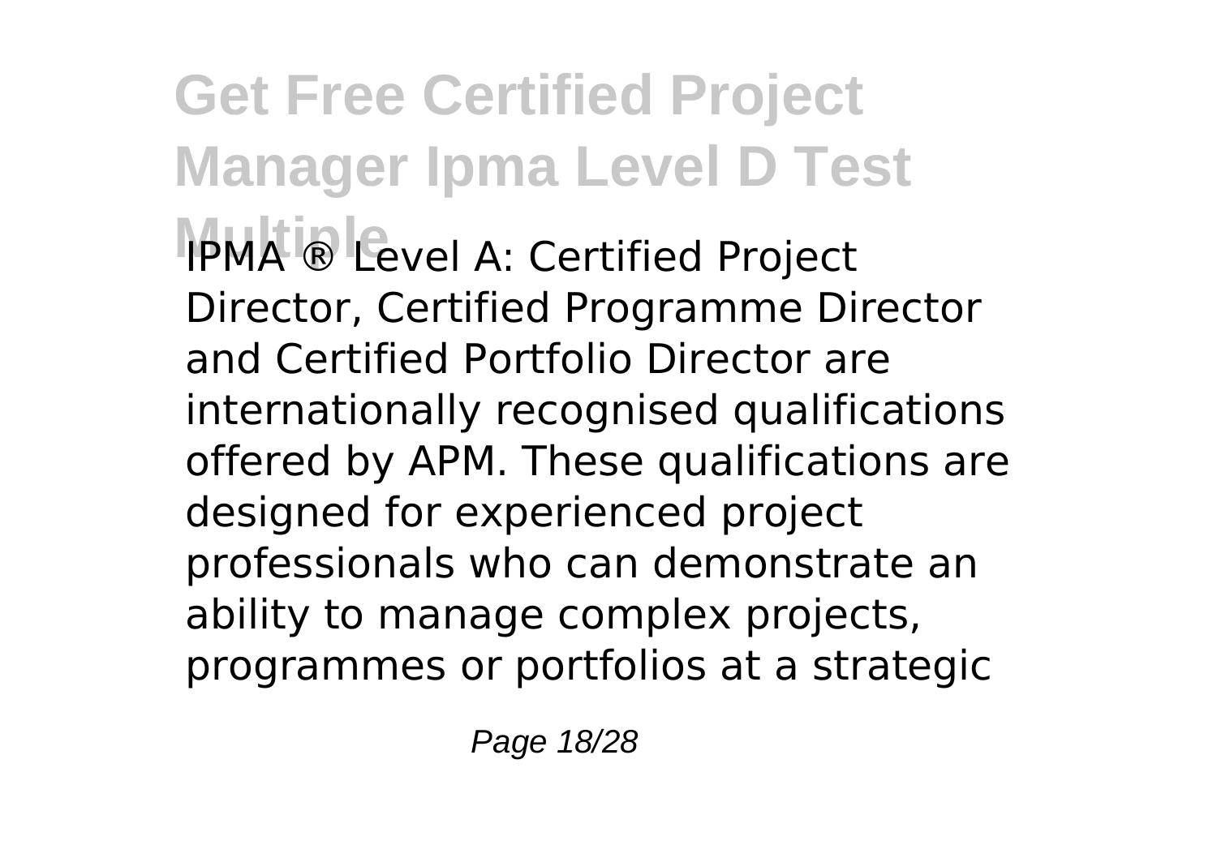IPMA ® Level A: Certified Project Director, Certified Programme Director and Certified Portfolio Director are internationally recognised qualifications offered by APM. These qualifications are designed for experienced project professionals who can demonstrate an ability to manage complex projects, programmes or portfolios at a strategic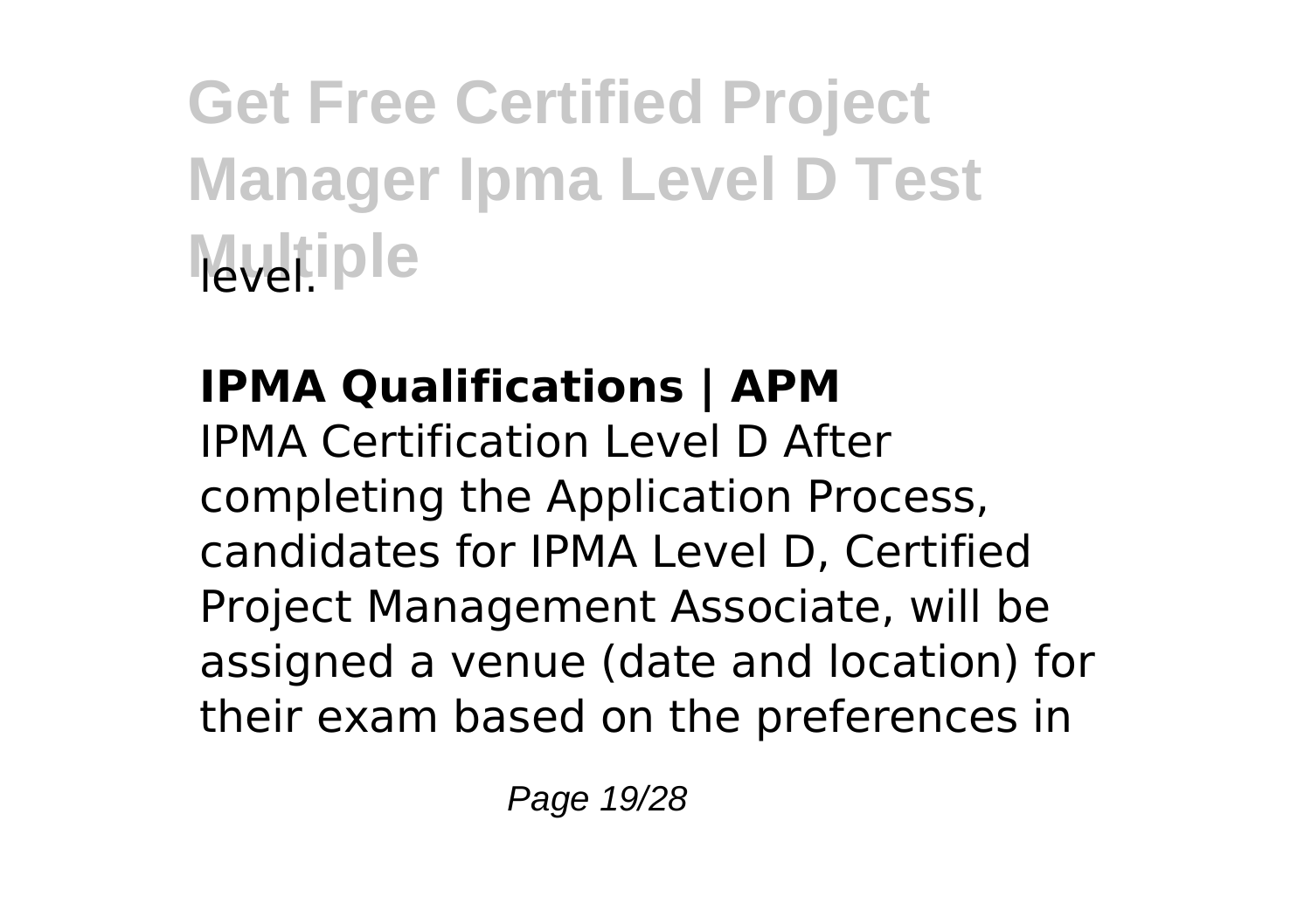level.

## IPMA Qualifications | APM

IPMA Certification Level D After completing the Application Process, candidates for IPMA Level D, Certified Project Management Associate, will be assigned a venue (date and location) for their exam based on the preferences in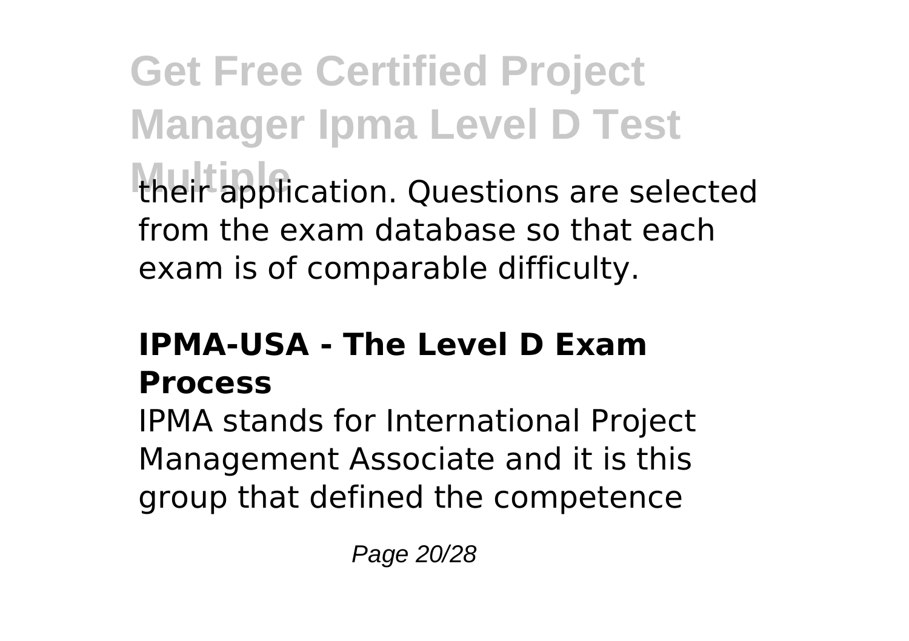their application. Questions are selected from the exam database so that each exam is of comparable difficulty.

### IPMA-USA - The Level D Exam Process

IPMA stands for International Project Management Associate and it is this group that defined the competence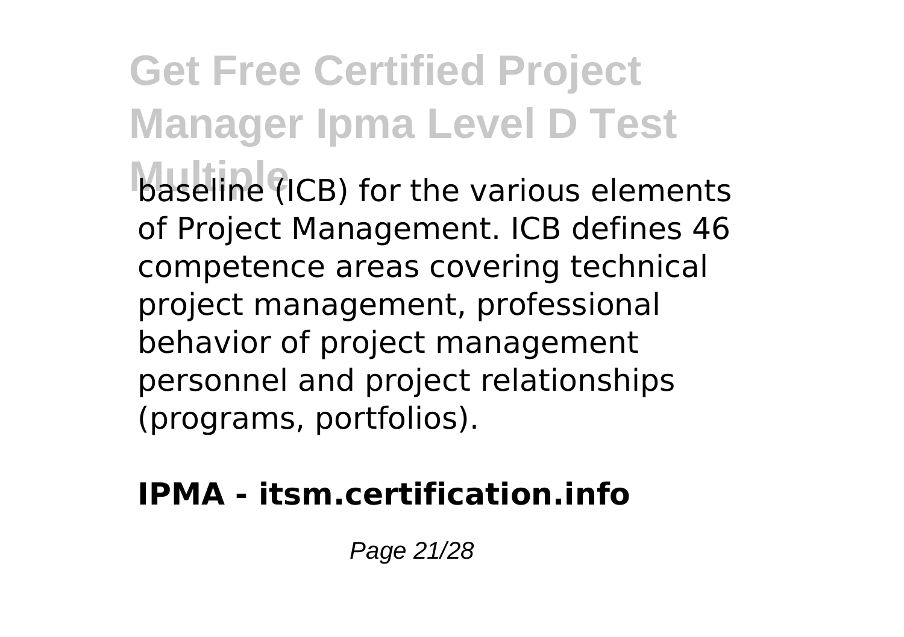baseline (ICB) for the various elements of Project Management. ICB defines 46 competence areas covering technical project management, professional behavior of project management personnel and project relationships (programs, portfolios).

**IPMA - itsm.certification.info**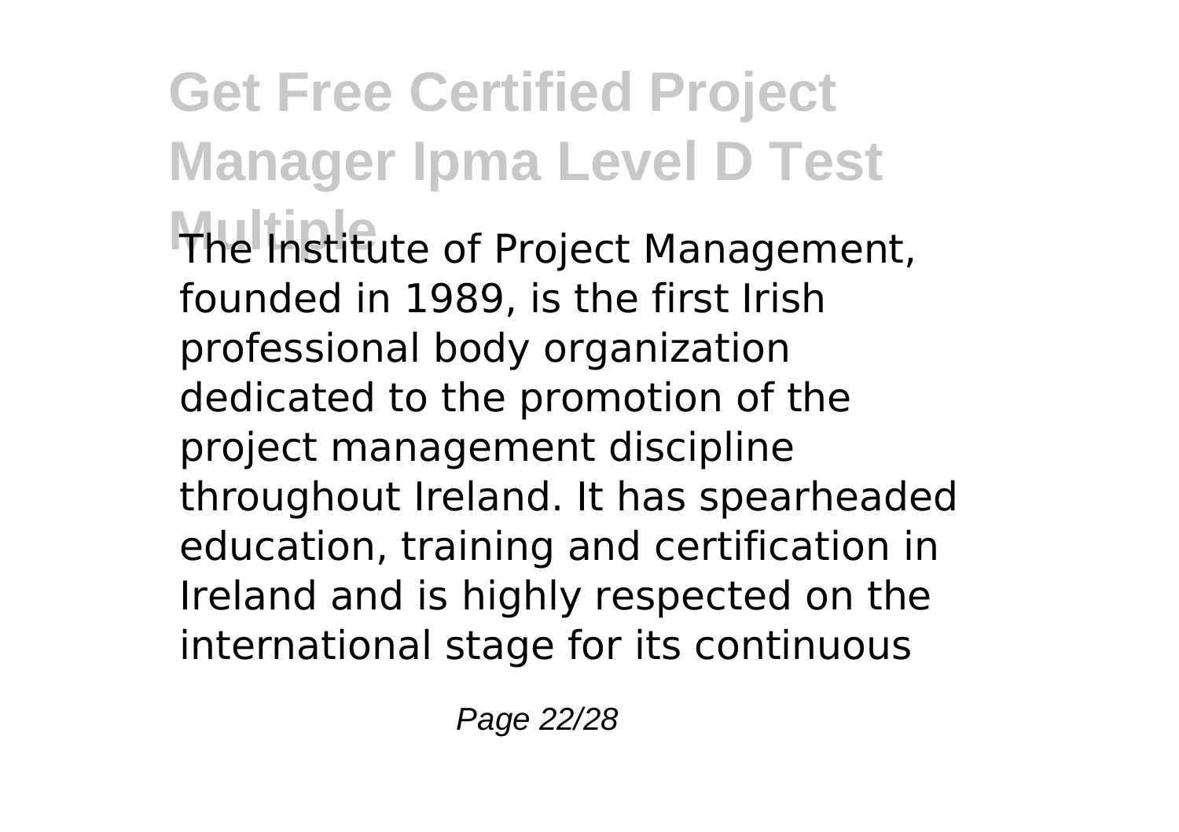The Institute of Project Management, founded in 1989, is the first Irish professional body organization dedicated to the promotion of the project management discipline throughout Ireland. It has spearheaded education, training and certification in Ireland and is highly respected on the international stage for its continuous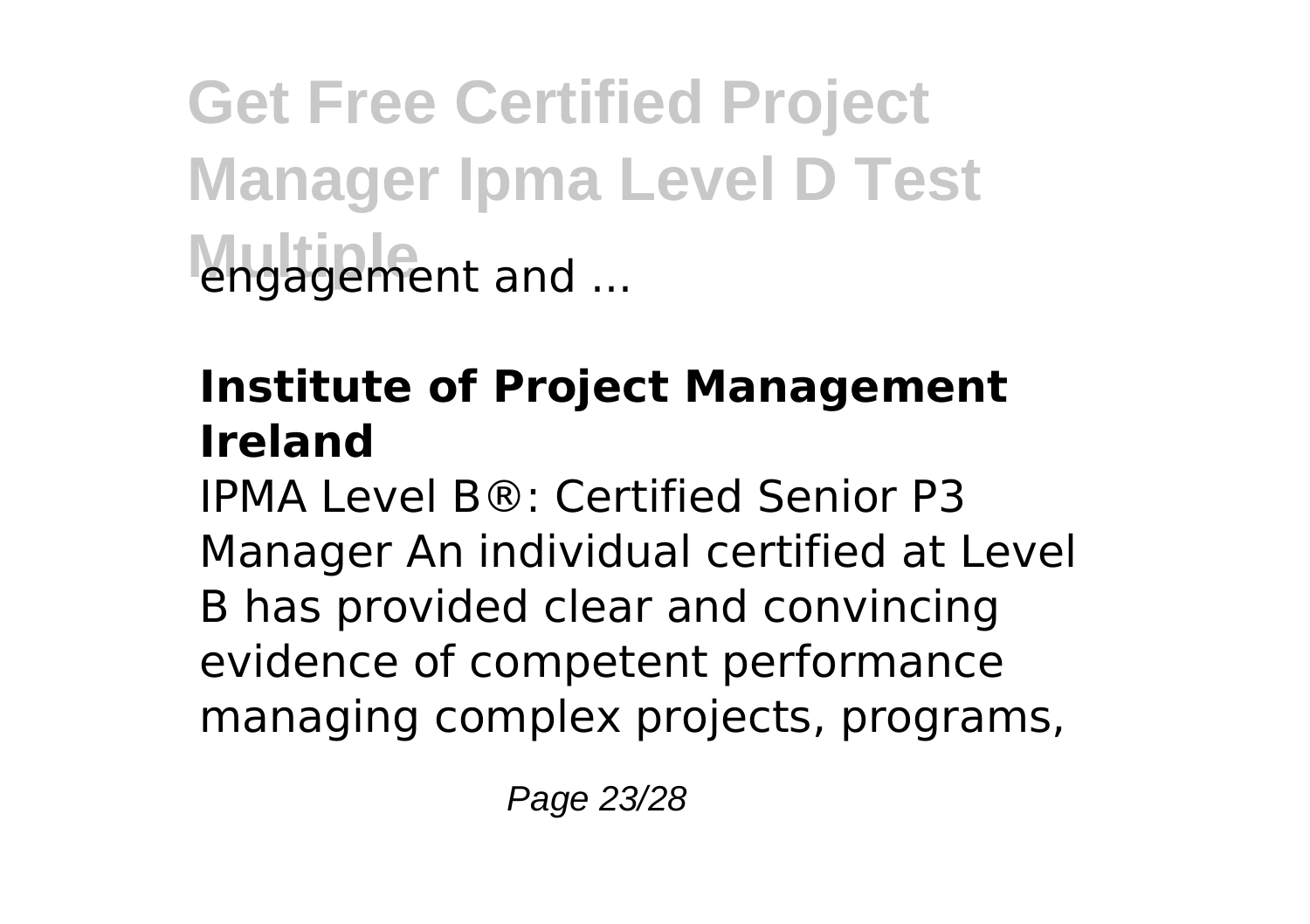engagement and ...

**Institute of Project Management Ireland**

IPMA Level B®: Certified Senior P3 Manager An individual certified at Level B has provided clear and convincing evidence of competent performance managing complex projects, programs,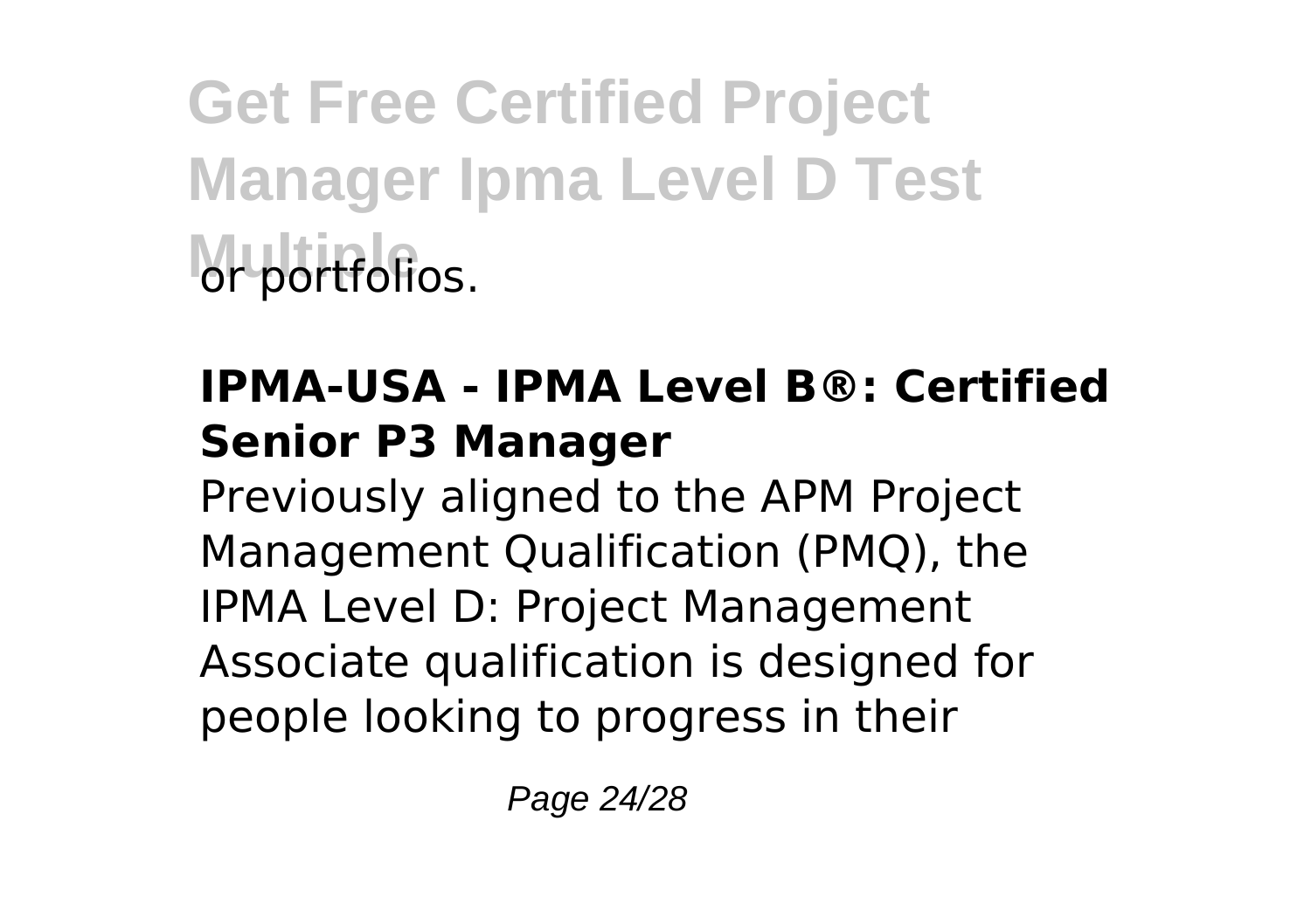or portfolios.

**IPMA-USA - IPMA Level B®: Certified Senior P3 Manager**

Previously aligned to the APM Project Management Qualification (PMQ), the IPMA Level D: Project Management Associate qualification is designed for people looking to progress in their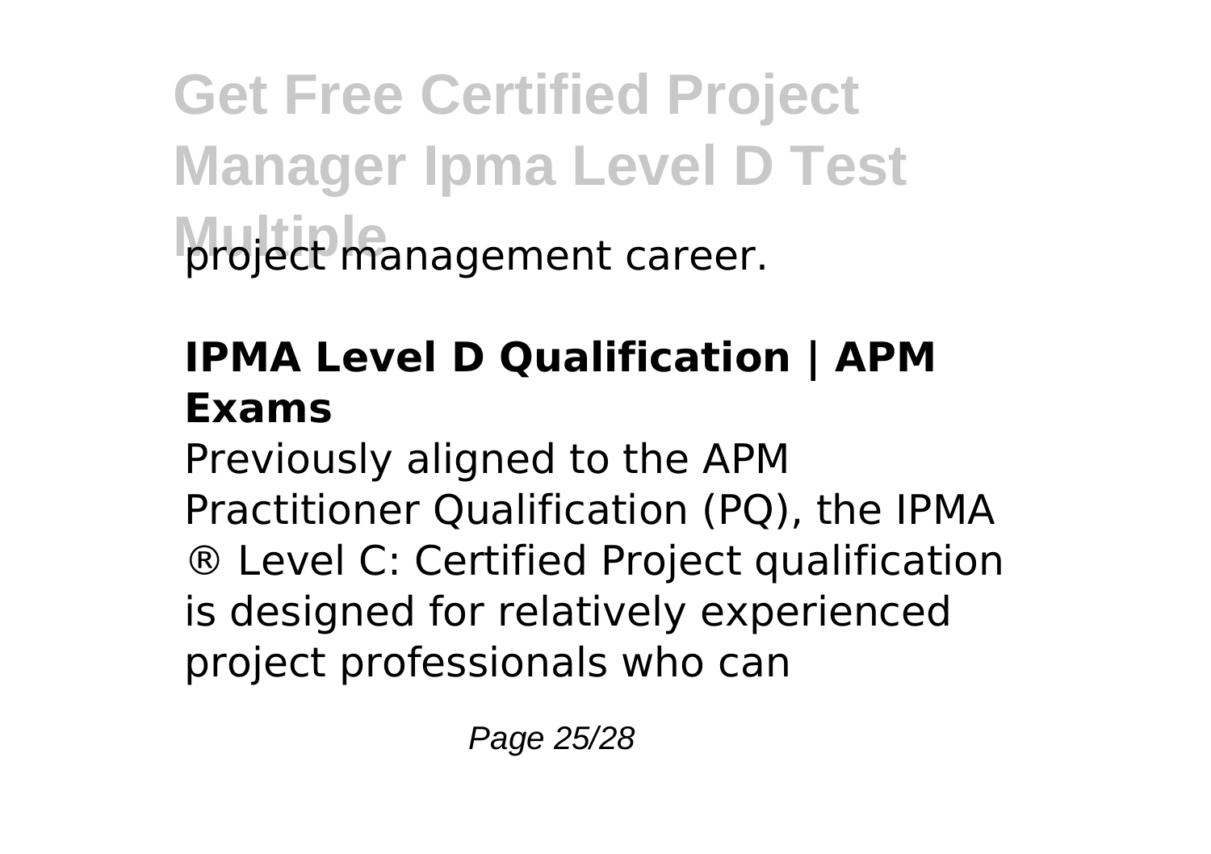project management career.

## IPMA Level D Qualification | APM Exams

Previously aligned to the APM Practitioner Qualification (PQ), the IPMA ® Level C: Certified Project qualification is designed for relatively experienced project professionals who can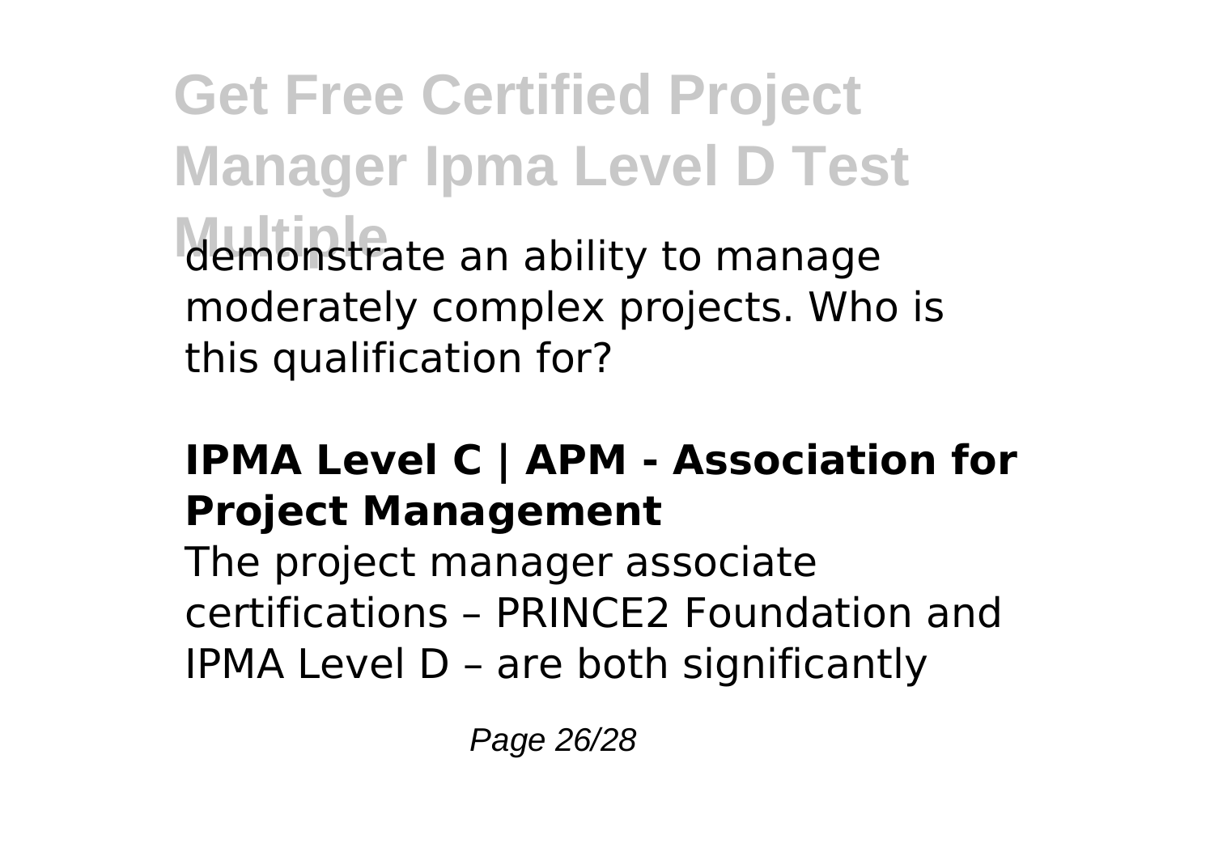demonstrate an ability to manage moderately complex projects. Who is this qualification for?

## IPMA Level C | APM - Association for Project Management

The project manager associate certifications – PRINCE2 Foundation and IPMA Level D – are both significantly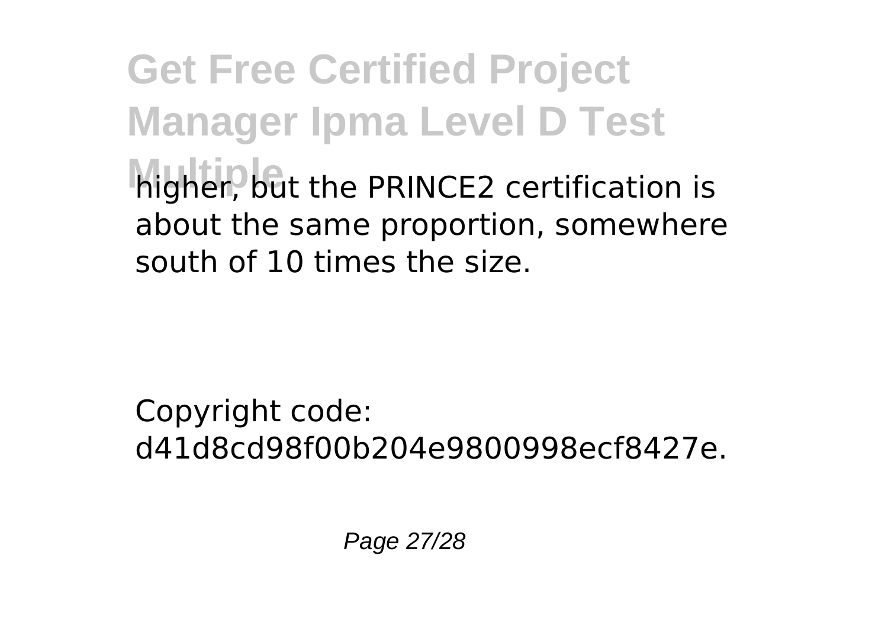higher, but the PRINCE2 certification is about the same proportion, somewhere south of 10 times the size.

Copyright code: d41d8cd98f00b204e9800998ecf8427e.